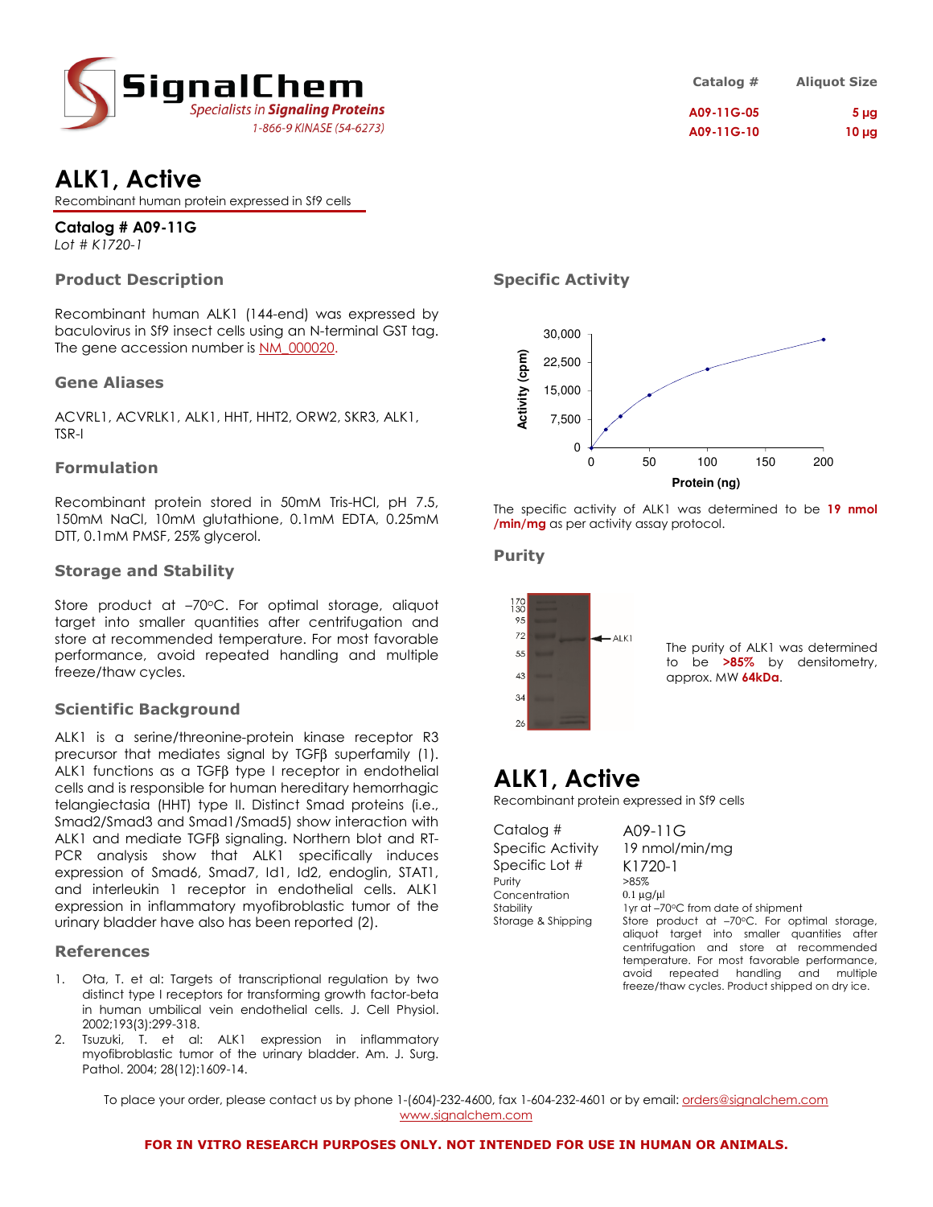SignalChem
*Specialists in **Signaling Proteins***
1-866-9 KINASE (54-6273)

| Catalog # | Aliquot Size |
|---|---|
| A09-11G-05 | 5 µg |
| A09-11G-10 | 10 µg |

# ALK1, Active

Recombinant human protein expressed in Sf9 cells

**Catalog # A09-11G**
*Lot # K1720-1*

## Product Description

Recombinant human ALK1 (144-end) was expressed by baculovirus in Sf9 insect cells using an N-terminal GST tag. The gene accession number is NM_000020.

## Gene Aliases

ACVRL1, ACVRLK1, ALK1, HHT, HHT2, ORW2, SKR3, ALK1, TSR-I

## Formulation

Recombinant protein stored in 50mM Tris-HCl, pH 7.5, 150mM NaCl, 10mM glutathione, 0.1mM EDTA, 0.25mM DTT, 0.1mM PMSF, 25% glycerol.

## Storage and Stability

Store product at –70ºC. For optimal storage, aliquot target into smaller quantities after centrifugation and store at recommended temperature. For most favorable performance, avoid repeated handling and multiple freeze/thaw cycles.

## Scientific Background

ALK1 is a serine/threonine-protein kinase receptor R3 precursor that mediates signal by TGFβ superfamily (1). ALK1 functions as a TGFβ type I receptor in endothelial cells and is responsible for human hereditary hemorrhagic telangiectasia (HHT) type II. Distinct Smad proteins (i.e., Smad2/Smad3 and Smad1/Smad5) show interaction with ALK1 and mediate TGFβ signaling. Northern blot and RT-PCR analysis show that ALK1 specifically induces expression of Smad6, Smad7, Id1, Id2, endoglin, STAT1, and interleukin 1 receptor in endothelial cells. ALK1 expression in inflammatory myofibroblastic tumor of the urinary bladder have also has been reported (2).

## References

1. Ota, T. et al: Targets of transcriptional regulation by two distinct type I receptors for transforming growth factor-beta in human umbilical vein endothelial cells. J. Cell Physiol. 2002;193(3):299-318.
2. Tsuzuki, T. et al: ALK1 expression in inflammatory myofibroblastic tumor of the urinary bladder. Am. J. Surg. Pathol. 2004; 28(12):1609-14.

## Specific Activity

The specific activity of ALK1 was determined to be **19 nmol /min/mg** as per activity assay protocol.

## Purity

The purity of ALK1 was determined to be **>85%** by densitometry, approx. MW **64kDa**.

# ALK1, Active

Recombinant protein expressed in Sf9 cells

| | |
|---|---|
| Catalog # | A09-11G |
| Specific Activity | 19 nmol/min/mg |
| Specific Lot # | K1720-1 |
| Purity | >85% |
| Concentration | 0.1 µg/µl |
| Stability | 1yr at –70ºC from date of shipment |
| Storage & Shipping | Store product at –70ºC. For optimal storage, aliquot target into smaller quantities after centrifugation and store at recommended temperature. For most favorable performance, avoid repeated handling and multiple freeze/thaw cycles. Product shipped on dry ice. |

To place your order, please contact us by phone 1-(604)-232-4600, fax 1-604-232-4601 or by email: orders@signalchem.com
www.signalchem.com

**FOR IN VITRO RESEARCH PURPOSES ONLY. NOT INTENDED FOR USE IN HUMAN OR ANIMALS.**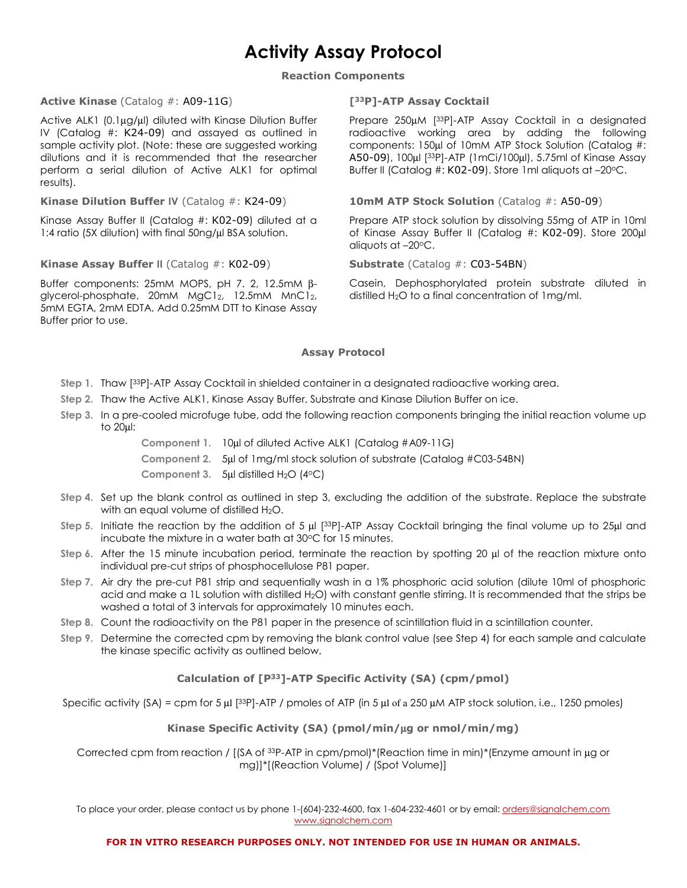# Activity Assay Protocol

### Reaction Components

**Active Kinase** (Catalog #: A09-11G)

Active ALK1 (0.1µg/µl) diluted with Kinase Dilution Buffer IV (Catalog #: K24-09) and assayed as outlined in sample activity plot. (Note: these are suggested working dilutions and it is recommended that the researcher perform a serial dilution of Active ALK1 for optimal results).

**Kinase Dilution Buffer IV** (Catalog #: K24-09)

Kinase Assay Buffer II (Catalog #: K02-09) diluted at a 1:4 ratio (5X dilution) with final 50ng/µl BSA solution.

**Kinase Assay Buffer II** (Catalog #: K02-09)

Buffer components: 25mM MOPS, pH 7. 2, 12.5mM β-glycerol-phosphate, 20mM $MgCl_2$, 12.5mM $MnCl_2$, 5mM EGTA, 2mM EDTA. Add 0.25mM DTT to Kinase Assay Buffer prior to use.

**[$^{33}$P]-ATP Assay Cocktail**

Prepare 250µM [$^{33}$P]-ATP Assay Cocktail in a designated radioactive working area by adding the following components: 150µl of 10mM ATP Stock Solution (Catalog #: A50-09), 100µl [$^{33}$P]-ATP (1mCi/100µl), 5.75ml of Kinase Assay Buffer II (Catalog #: K02-09). Store 1ml aliquots at –20°C.

**10mM ATP Stock Solution** (Catalog #: A50-09)

Prepare ATP stock solution by dissolving 55mg of ATP in 10ml of Kinase Assay Buffer II (Catalog #: K02-09). Store 200µl aliquots at –20°C.

**Substrate** (Catalog #: C03-54BN)

Casein, Dephosphorylated protein substrate diluted in distilled $H_2O$ to a final concentration of 1mg/ml.

### Assay Protocol

- **Step 1.** Thaw [$^{33}$P]-ATP Assay Cocktail in shielded container in a designated radioactive working area.
- **Step 2.** Thaw the Active ALK1, Kinase Assay Buffer, Substrate and Kinase Dilution Buffer on ice.
- **Step 3.** In a pre-cooled microfuge tube, add the following reaction components bringing the initial reaction volume up to 20µl:
  - **Component 1.** 10µl of diluted Active ALK1 (Catalog #A09-11G)
  - **Component 2.** 5µl of 1mg/ml stock solution of substrate (Catalog #C03-54BN)
  - **Component 3.** 5µl distilled $H_2O$ (4°C)
- **Step 4.** Set up the blank control as outlined in step 3, excluding the addition of the substrate. Replace the substrate with an equal volume of distilled $H_2O$.
- **Step 5.** Initiate the reaction by the addition of 5 µl [$^{33}$P]-ATP Assay Cocktail bringing the final volume up to 25µl and incubate the mixture in a water bath at 30°C for 15 minutes.
- **Step 6.** After the 15 minute incubation period, terminate the reaction by spotting 20 µl of the reaction mixture onto individual pre-cut strips of phosphocellulose P81 paper.
- **Step 7.** Air dry the pre-cut P81 strip and sequentially wash in a 1% phosphoric acid solution (dilute 10ml of phosphoric acid and make a 1L solution with distilled $H_2O$) with constant gentle stirring. It is recommended that the strips be washed a total of 3 intervals for approximately 10 minutes each.
- **Step 8.** Count the radioactivity on the P81 paper in the presence of scintillation fluid in a scintillation counter.
- **Step 9.** Determine the corrected cpm by removing the blank control value (see Step 4) for each sample and calculate the kinase specific activity as outlined below.

### Calculation of [P$^{33}$]-ATP Specific Activity (SA) (cpm/pmol)

Specific activity (SA) = cpm for 5 µl [$^{33}$P]-ATP / pmoles of ATP (in 5 µl of a 250 µM ATP stock solution, i.e., 1250 pmoles)

### Kinase Specific Activity (SA) (pmol/min/µg or nmol/min/mg)

Corrected cpm from reaction / [(SA of $^{33}$P-ATP in cpm/pmol)*(Reaction time in min)*(Enzyme amount in µg or mg)]*[(Reaction Volume) / (Spot Volume)]

To place your order, please contact us by phone 1-(604)-232-4600, fax 1-604-232-4601 or by email: orders@signalchem.com
www.signalchem.com

**FOR IN VITRO RESEARCH PURPOSES ONLY. NOT INTENDED FOR USE IN HUMAN OR ANIMALS.**